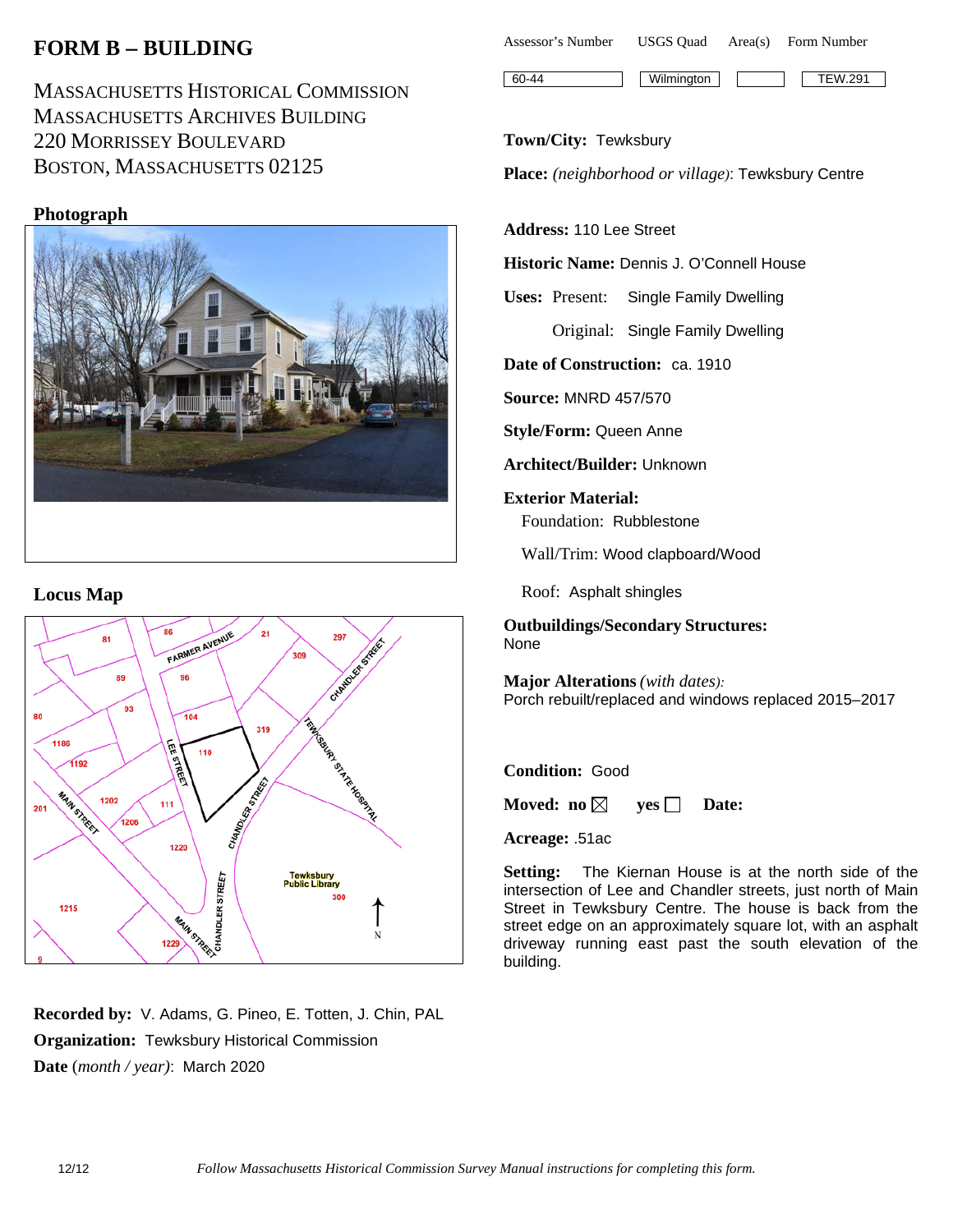# FORM B – BUILDING

MASSACHUSETTS HISTORICAL COMMISSION
MASSACHUSETTS ARCHIVES BUILDING
220 MORRISSEY BOULEVARD
BOSTON, MASSACHUSETTS 02125

| Assessor's Number | USGS Quad | Area(s) | Form Number |
|---|---|---|---|
| 60-44 | Wilmington | | TEW.291 |

**Town/City:** Tewksbury

**Place:** *(neighborhood or village)*: Tewksbury Centre

## Photograph

## Locus Map

FARMER AVENUE
LEE STREET
CHANDLER STREET
MAIN STREET
TEWKSBURY STATE HOSPITAL
Tewksbury Public Library
81
86
21
297
309
89
96
93
104
319
80
1186
110
1192
1202
111
201
1206
1220
300
1215
1229
9
N

**Address:** 110 Lee Street

**Historic Name:** Dennis J. O'Connell House

**Uses:** Present: Single Family Dwelling

Original: Single Family Dwelling

**Date of Construction:** ca. 1910

**Source:** MNRD 457/570

**Style/Form:** Queen Anne

**Architect/Builder:** Unknown

**Exterior Material:**

Foundation: Rubblestone

Wall/Trim: Wood clapboard/Wood

Roof: Asphalt shingles

**Outbuildings/Secondary Structures:**
None

**Major Alterations** *(with dates):*
Porch rebuilt/replaced and windows replaced 2015–2017

**Condition:** Good

**Moved:** no ☒ yes ☐ **Date:**

**Acreage:** .51ac

**Setting:** The Kiernan House is at the north side of the intersection of Lee and Chandler streets, just north of Main Street in Tewksbury Centre. The house is back from the street edge on an approximately square lot, with an asphalt driveway running east past the south elevation of the building.

**Recorded by:** V. Adams, G. Pineo, E. Totten, J. Chin, PAL

**Organization:** Tewksbury Historical Commission

**Date** *(month / year)*: March 2020

12/12 *Follow Massachusetts Historical Commission Survey Manual instructions for completing this form.*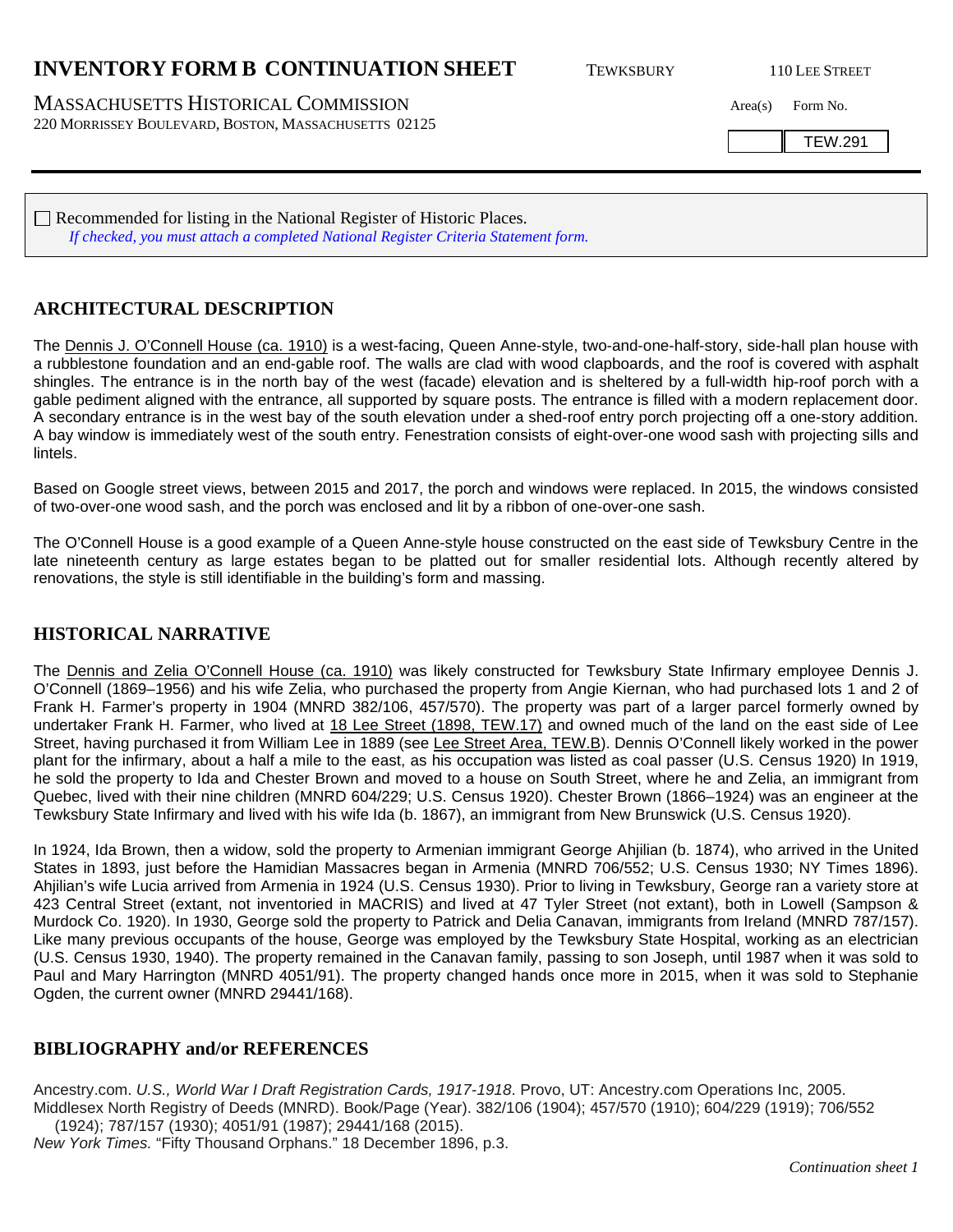# INVENTORY FORM B CONTINUATION SHEET

TEWKSBURY    110 LEE STREET

MASSACHUSETTS HISTORICAL COMMISSION
220 MORRISSEY BOULEVARD, BOSTON, MASSACHUSETTS 02125

Area(s) Form No.

| | |
|---|---|
| | TEW.291 |

☐ Recommended for listing in the National Register of Historic Places.
*If checked, you must attach a completed National Register Criteria Statement form.*

## ARCHITECTURAL DESCRIPTION

The Dennis J. O'Connell House (ca. 1910) is a west-facing, Queen Anne-style, two-and-one-half-story, side-hall plan house with a rubblestone foundation and an end-gable roof. The walls are clad with wood clapboards, and the roof is covered with asphalt shingles. The entrance is in the north bay of the west (facade) elevation and is sheltered by a full-width hip-roof porch with a gable pediment aligned with the entrance, all supported by square posts. The entrance is filled with a modern replacement door. A secondary entrance is in the west bay of the south elevation under a shed-roof entry porch projecting off a one-story addition. A bay window is immediately west of the south entry. Fenestration consists of eight-over-one wood sash with projecting sills and lintels.

Based on Google street views, between 2015 and 2017, the porch and windows were replaced. In 2015, the windows consisted of two-over-one wood sash, and the porch was enclosed and lit by a ribbon of one-over-one sash.

The O'Connell House is a good example of a Queen Anne-style house constructed on the east side of Tewksbury Centre in the late nineteenth century as large estates began to be platted out for smaller residential lots. Although recently altered by renovations, the style is still identifiable in the building's form and massing.

## HISTORICAL NARRATIVE

The Dennis and Zelia O'Connell House (ca. 1910) was likely constructed for Tewksbury State Infirmary employee Dennis J. O'Connell (1869–1956) and his wife Zelia, who purchased the property from Angie Kiernan, who had purchased lots 1 and 2 of Frank H. Farmer's property in 1904 (MNRD 382/106, 457/570). The property was part of a larger parcel formerly owned by undertaker Frank H. Farmer, who lived at 18 Lee Street (1898, TEW.17) and owned much of the land on the east side of Lee Street, having purchased it from William Lee in 1889 (see Lee Street Area, TEW.B). Dennis O'Connell likely worked in the power plant for the infirmary, about a half a mile to the east, as his occupation was listed as coal passer (U.S. Census 1920) In 1919, he sold the property to Ida and Chester Brown and moved to a house on South Street, where he and Zelia, an immigrant from Quebec, lived with their nine children (MNRD 604/229; U.S. Census 1920). Chester Brown (1866–1924) was an engineer at the Tewksbury State Infirmary and lived with his wife Ida (b. 1867), an immigrant from New Brunswick (U.S. Census 1920).

In 1924, Ida Brown, then a widow, sold the property to Armenian immigrant George Ahjilian (b. 1874), who arrived in the United States in 1893, just before the Hamidian Massacres began in Armenia (MNRD 706/552; U.S. Census 1930; NY Times 1896). Ahjilian's wife Lucia arrived from Armenia in 1924 (U.S. Census 1930). Prior to living in Tewksbury, George ran a variety store at 423 Central Street (extant, not inventoried in MACRIS) and lived at 47 Tyler Street (not extant), both in Lowell (Sampson & Murdock Co. 1920). In 1930, George sold the property to Patrick and Delia Canavan, immigrants from Ireland (MNRD 787/157). Like many previous occupants of the house, George was employed by the Tewksbury State Hospital, working as an electrician (U.S. Census 1930, 1940). The property remained in the Canavan family, passing to son Joseph, until 1987 when it was sold to Paul and Mary Harrington (MNRD 4051/91). The property changed hands once more in 2015, when it was sold to Stephanie Ogden, the current owner (MNRD 29441/168).

## BIBLIOGRAPHY and/or REFERENCES

Ancestry.com. *U.S., World War I Draft Registration Cards, 1917-1918*. Provo, UT: Ancestry.com Operations Inc, 2005.
Middlesex North Registry of Deeds (MNRD). Book/Page (Year). 382/106 (1904); 457/570 (1910); 604/229 (1919); 706/552 (1924); 787/157 (1930); 4051/91 (1987); 29441/168 (2015).
*New York Times.* "Fifty Thousand Orphans." 18 December 1896, p.3.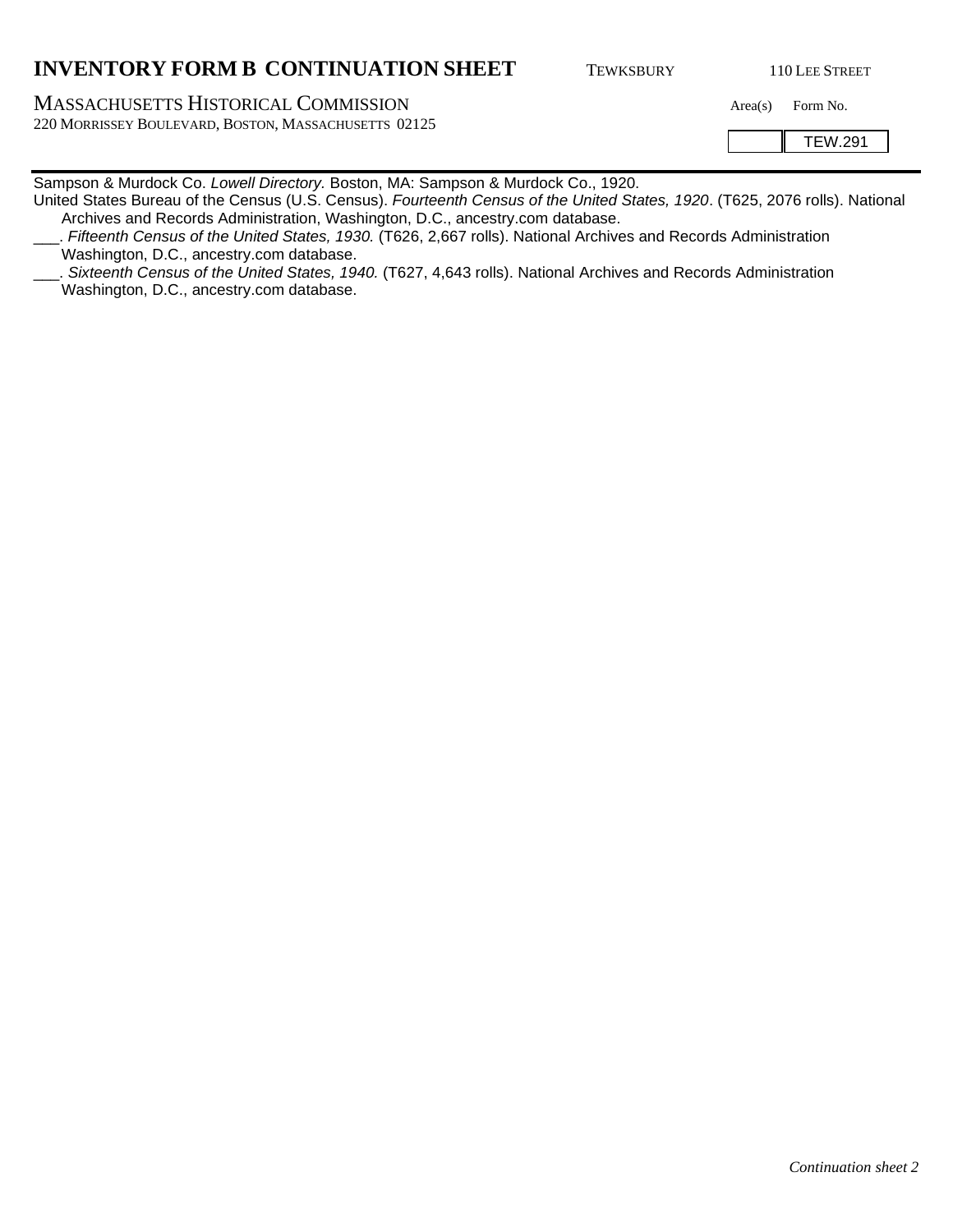Sampson & Murdock Co. *Lowell Directory.* Boston, MA: Sampson & Murdock Co., 1920.

United States Bureau of the Census (U.S. Census). *Fourteenth Census of the United States, 1920*. (T625, 2076 rolls). National Archives and Records Administration, Washington, D.C., ancestry.com database.

___. *Fifteenth Census of the United States, 1930.* (T626, 2,667 rolls). National Archives and Records Administration Washington, D.C., ancestry.com database.

___. *Sixteenth Census of the United States, 1940.* (T627, 4,643 rolls). National Archives and Records Administration Washington, D.C., ancestry.com database.